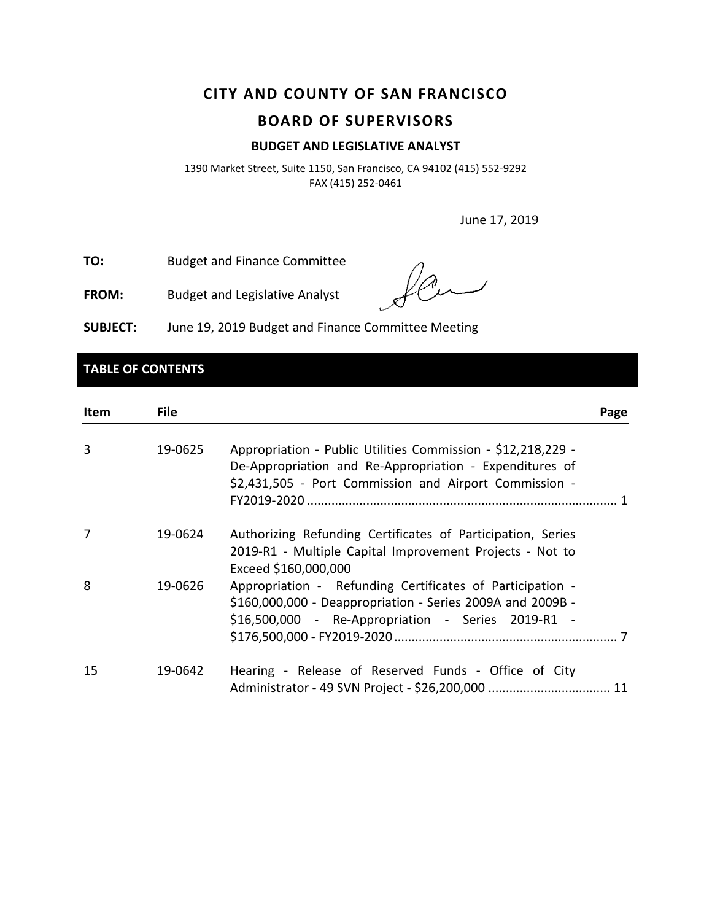# CITY AND COUNTY OF SAN FRANCISCO

## BOARD OF SUPERVISORS

### BUDGET AND LEGISLATIVE ANALYST

1390 Market Street, Suite 1150, San Francisco, CA 94102 (415) 552-9292
FAX (415) 252-0461

June 17, 2019

**TO:** Budget and Finance Committee

**FROM:** Budget and Legislative Analyst

**SUBJECT:** June 19, 2019 Budget and Finance Committee Meeting

## TABLE OF CONTENTS

| Item | File | | Page |
|---|---|---|---|
| 3 | 19-0625 | Appropriation - Public Utilities Commission - $12,218,229 - De-Appropriation and Re-Appropriation - Expenditures of $2,431,505 - Port Commission and Airport Commission - FY2019-2020 | 1 |
| 7 | 19-0624 | Authorizing Refunding Certificates of Participation, Series 2019-R1 - Multiple Capital Improvement Projects - Not to Exceed $160,000,000 | |
| 8 | 19-0626 | Appropriation - Refunding Certificates of Participation - $160,000,000 - Deappropriation - Series 2009A and 2009B - $16,500,000 - Re-Appropriation - Series 2019-R1 - $176,500,000 - FY2019-2020 | 7 |
| 15 | 19-0642 | Hearing - Release of Reserved Funds - Office of City Administrator - 49 SVN Project - $26,200,000 | 11 |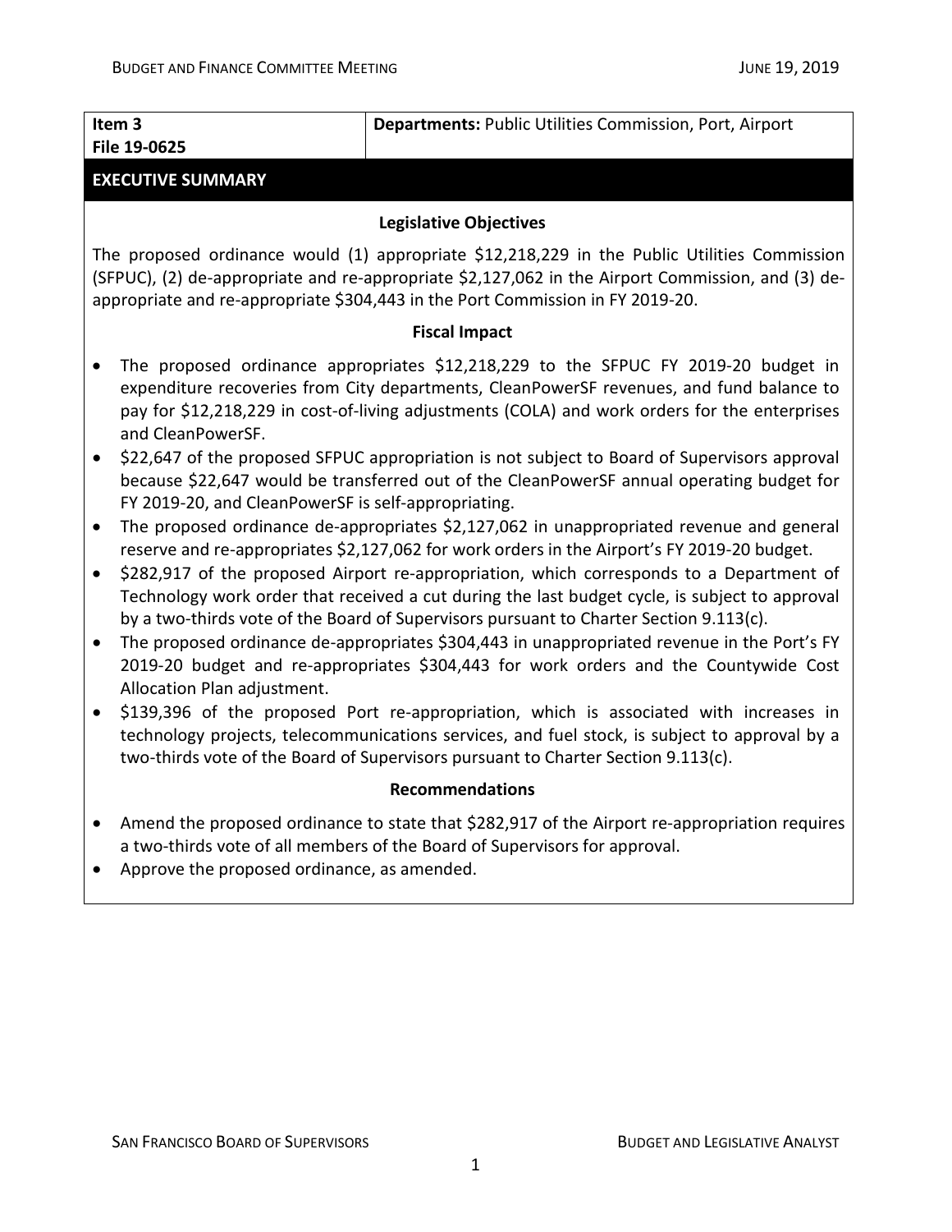| **Item 3**<br>**File 19-0625** | **Departments:** Public Utilities Commission, Port, Airport |
|---|---|

## EXECUTIVE SUMMARY

### Legislative Objectives

The proposed ordinance would (1) appropriate $12,218,229 in the Public Utilities Commission (SFPUC), (2) de-appropriate and re-appropriate $2,127,062 in the Airport Commission, and (3) de-appropriate and re-appropriate $304,443 in the Port Commission in FY 2019-20.

### Fiscal Impact

- The proposed ordinance appropriates $12,218,229 to the SFPUC FY 2019-20 budget in expenditure recoveries from City departments, CleanPowerSF revenues, and fund balance to pay for $12,218,229 in cost-of-living adjustments (COLA) and work orders for the enterprises and CleanPowerSF.
- $22,647 of the proposed SFPUC appropriation is not subject to Board of Supervisors approval because $22,647 would be transferred out of the CleanPowerSF annual operating budget for FY 2019-20, and CleanPowerSF is self-appropriating.
- The proposed ordinance de-appropriates $2,127,062 in unappropriated revenue and general reserve and re-appropriates $2,127,062 for work orders in the Airport's FY 2019-20 budget.
- $282,917 of the proposed Airport re-appropriation, which corresponds to a Department of Technology work order that received a cut during the last budget cycle, is subject to approval by a two-thirds vote of the Board of Supervisors pursuant to Charter Section 9.113(c).
- The proposed ordinance de-appropriates $304,443 in unappropriated revenue in the Port's FY 2019-20 budget and re-appropriates $304,443 for work orders and the Countywide Cost Allocation Plan adjustment.
- $139,396 of the proposed Port re-appropriation, which is associated with increases in technology projects, telecommunications services, and fuel stock, is subject to approval by a two-thirds vote of the Board of Supervisors pursuant to Charter Section 9.113(c).

### Recommendations

- Amend the proposed ordinance to state that $282,917 of the Airport re-appropriation requires a two-thirds vote of all members of the Board of Supervisors for approval.
- Approve the proposed ordinance, as amended.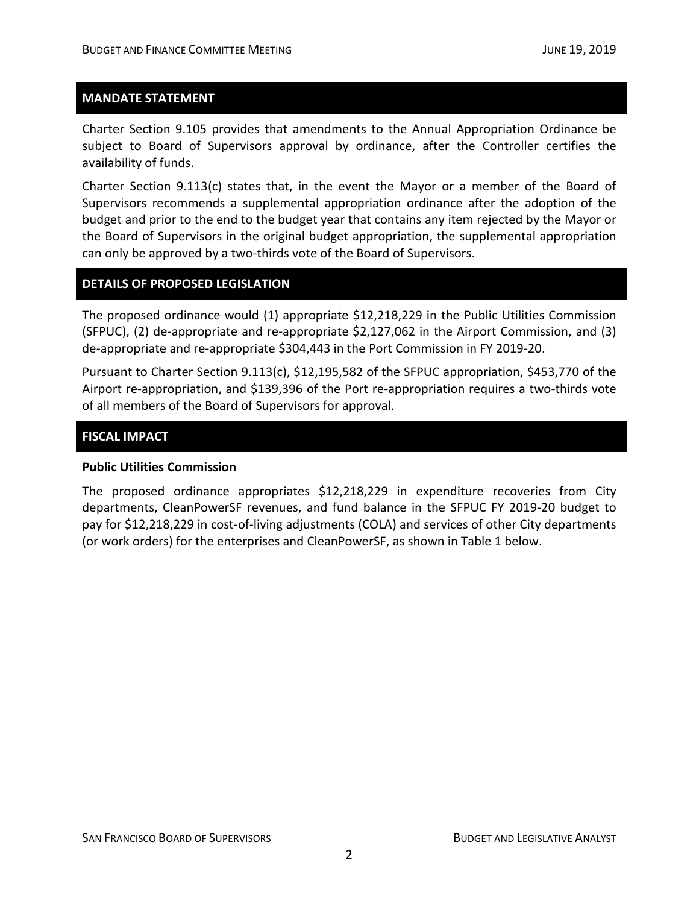## MANDATE STATEMENT

Charter Section 9.105 provides that amendments to the Annual Appropriation Ordinance be subject to Board of Supervisors approval by ordinance, after the Controller certifies the availability of funds.

Charter Section 9.113(c) states that, in the event the Mayor or a member of the Board of Supervisors recommends a supplemental appropriation ordinance after the adoption of the budget and prior to the end to the budget year that contains any item rejected by the Mayor or the Board of Supervisors in the original budget appropriation, the supplemental appropriation can only be approved by a two-thirds vote of the Board of Supervisors.

## DETAILS OF PROPOSED LEGISLATION

The proposed ordinance would (1) appropriate $12,218,229 in the Public Utilities Commission (SFPUC), (2) de-appropriate and re-appropriate $2,127,062 in the Airport Commission, and (3) de-appropriate and re-appropriate $304,443 in the Port Commission in FY 2019-20.

Pursuant to Charter Section 9.113(c), $12,195,582 of the SFPUC appropriation, $453,770 of the Airport re-appropriation, and $139,396 of the Port re-appropriation requires a two-thirds vote of all members of the Board of Supervisors for approval.

## FISCAL IMPACT

### Public Utilities Commission

The proposed ordinance appropriates $12,218,229 in expenditure recoveries from City departments, CleanPowerSF revenues, and fund balance in the SFPUC FY 2019-20 budget to pay for $12,218,229 in cost-of-living adjustments (COLA) and services of other City departments (or work orders) for the enterprises and CleanPowerSF, as shown in Table 1 below.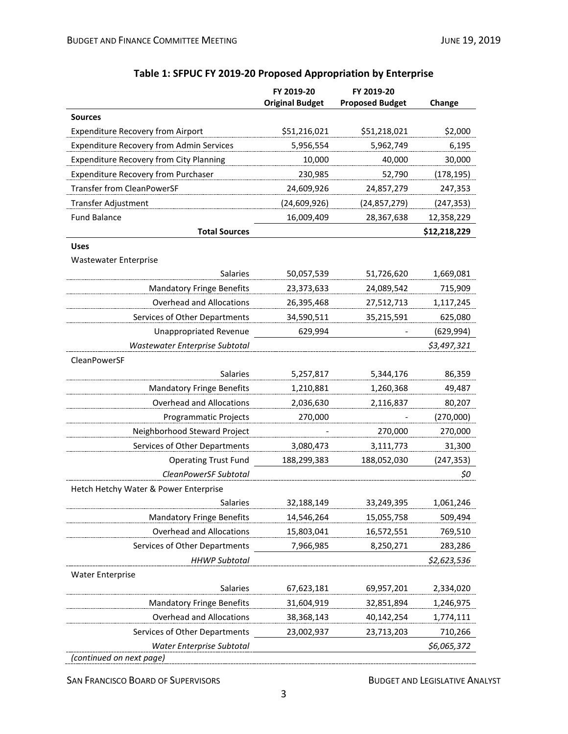**Table 1: SFPUC FY 2019-20 Proposed Appropriation by Enterprise**

| | FY 2019-20 Original Budget | FY 2019-20 Proposed Budget | Change |
|---|---|---|---|
| **Sources** | | | |
| Expenditure Recovery from Airport | $51,216,021 | $51,218,021 | $2,000 |
| Expenditure Recovery from Admin Services | 5,956,554 | 5,962,749 | 6,195 |
| Expenditure Recovery from City Planning | 10,000 | 40,000 | 30,000 |
| Expenditure Recovery from Purchaser | 230,985 | 52,790 | (178,195) |
| Transfer from CleanPowerSF | 24,609,926 | 24,857,279 | 247,353 |
| Transfer Adjustment | (24,609,926) | (24,857,279) | (247,353) |
| Fund Balance | 16,009,409 | 28,367,638 | 12,358,229 |
| **Total Sources** | | | **$12,218,229** |
| **Uses** | | | |
| Wastewater Enterprise | | | |
| Salaries | 50,057,539 | 51,726,620 | 1,669,081 |
| Mandatory Fringe Benefits | 23,373,633 | 24,089,542 | 715,909 |
| Overhead and Allocations | 26,395,468 | 27,512,713 | 1,117,245 |
| Services of Other Departments | 34,590,511 | 35,215,591 | 625,080 |
| Unappropriated Revenue | 629,994 | - | (629,994) |
| *Wastewater Enterprise Subtotal* | | | *$3,497,321* |
| CleanPowerSF | | | |
| Salaries | 5,257,817 | 5,344,176 | 86,359 |
| Mandatory Fringe Benefits | 1,210,881 | 1,260,368 | 49,487 |
| Overhead and Allocations | 2,036,630 | 2,116,837 | 80,207 |
| Programmatic Projects | 270,000 | - | (270,000) |
| Neighborhood Steward Project | - | 270,000 | 270,000 |
| Services of Other Departments | 3,080,473 | 3,111,773 | 31,300 |
| Operating Trust Fund | 188,299,383 | 188,052,030 | (247,353) |
| *CleanPowerSF Subtotal* | | | *$0* |
| Hetch Hetchy Water & Power Enterprise | | | |
| Salaries | 32,188,149 | 33,249,395 | 1,061,246 |
| Mandatory Fringe Benefits | 14,546,264 | 15,055,758 | 509,494 |
| Overhead and Allocations | 15,803,041 | 16,572,551 | 769,510 |
| Services of Other Departments | 7,966,985 | 8,250,271 | 283,286 |
| *HHWP Subtotal* | | | *$2,623,536* |
| Water Enterprise | | | |
| Salaries | 67,623,181 | 69,957,201 | 2,334,020 |
| Mandatory Fringe Benefits | 31,604,919 | 32,851,894 | 1,246,975 |
| Overhead and Allocations | 38,368,143 | 40,142,254 | 1,774,111 |
| Services of Other Departments | 23,002,937 | 23,713,203 | 710,266 |
| *Water Enterprise Subtotal* | | | *$6,065,372* |

*(continued on next page)*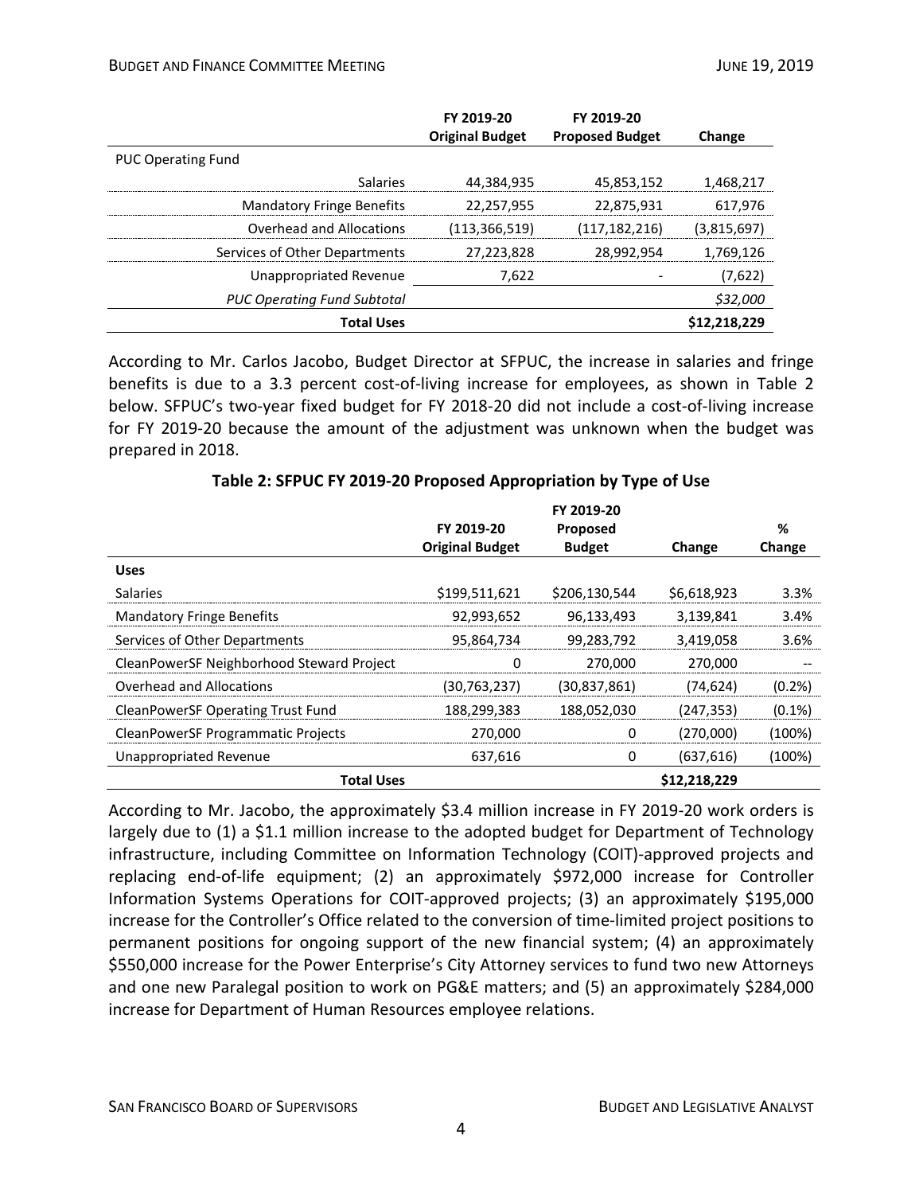| | FY 2019-20 Original Budget | FY 2019-20 Proposed Budget | Change |
|---|---|---|---|
| PUC Operating Fund | | | |
| Salaries | 44,384,935 | 45,853,152 | 1,468,217 |
| Mandatory Fringe Benefits | 22,257,955 | 22,875,931 | 617,976 |
| Overhead and Allocations | (113,366,519) | (117,182,216) | (3,815,697) |
| Services of Other Departments | 27,223,828 | 28,992,954 | 1,769,126 |
| Unappropriated Revenue | 7,622 | - | (7,622) |
| *PUC Operating Fund Subtotal* | | | *$32,000* |
| **Total Uses** | | | **$12,218,229** |

According to Mr. Carlos Jacobo, Budget Director at SFPUC, the increase in salaries and fringe benefits is due to a 3.3 percent cost-of-living increase for employees, as shown in Table 2 below. SFPUC's two-year fixed budget for FY 2018-20 did not include a cost-of-living increase for FY 2019-20 because the amount of the adjustment was unknown when the budget was prepared in 2018.

**Table 2: SFPUC FY 2019-20 Proposed Appropriation by Type of Use**

| | FY 2019-20 Original Budget | FY 2019-20 Proposed Budget | Change | % Change |
|---|---|---|---|---|
| **Uses** | | | | |
| Salaries | $199,511,621 | $206,130,544 | $6,618,923 | 3.3% |
| Mandatory Fringe Benefits | 92,993,652 | 96,133,493 | 3,139,841 | 3.4% |
| Services of Other Departments | 95,864,734 | 99,283,792 | 3,419,058 | 3.6% |
| CleanPowerSF Neighborhood Steward Project | 0 | 270,000 | 270,000 | -- |
| Overhead and Allocations | (30,763,237) | (30,837,861) | (74,624) | (0.2%) |
| CleanPowerSF Operating Trust Fund | 188,299,383 | 188,052,030 | (247,353) | (0.1%) |
| CleanPowerSF Programmatic Projects | 270,000 | 0 | (270,000) | (100%) |
| Unappropriated Revenue | 637,616 | 0 | (637,616) | (100%) |
| **Total Uses** | | | **$12,218,229** | |

According to Mr. Jacobo, the approximately $3.4 million increase in FY 2019-20 work orders is largely due to (1) a $1.1 million increase to the adopted budget for Department of Technology infrastructure, including Committee on Information Technology (COIT)-approved projects and replacing end-of-life equipment; (2) an approximately $972,000 increase for Controller Information Systems Operations for COIT-approved projects; (3) an approximately $195,000 increase for the Controller's Office related to the conversion of time-limited project positions to permanent positions for ongoing support of the new financial system; (4) an approximately $550,000 increase for the Power Enterprise's City Attorney services to fund two new Attorneys and one new Paralegal position to work on PG&E matters; and (5) an approximately $284,000 increase for Department of Human Resources employee relations.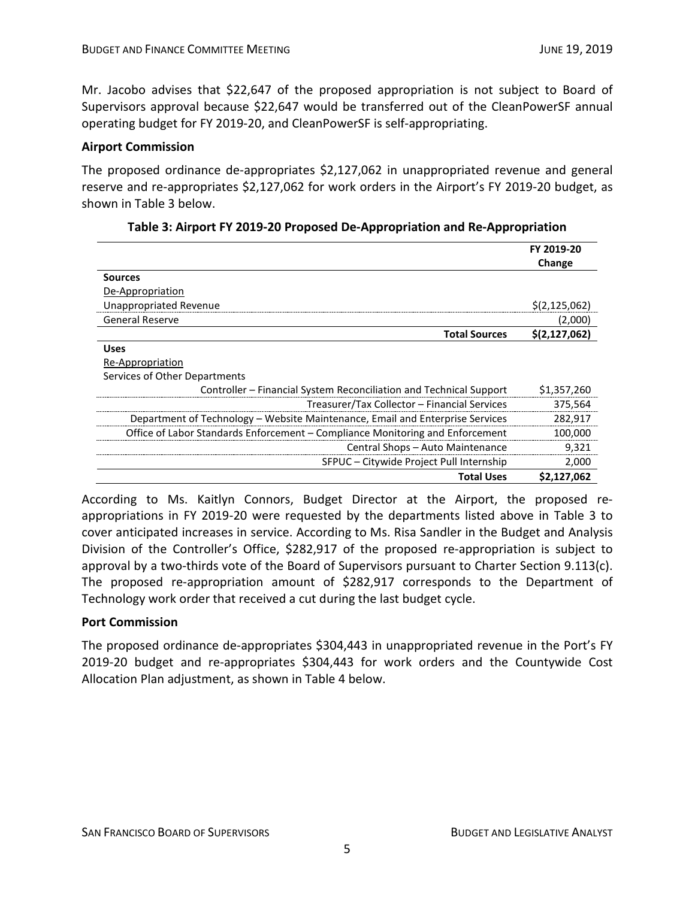Mr. Jacobo advises that $22,647 of the proposed appropriation is not subject to Board of Supervisors approval because $22,647 would be transferred out of the CleanPowerSF annual operating budget for FY 2019-20, and CleanPowerSF is self-appropriating.

**Airport Commission**

The proposed ordinance de-appropriates $2,127,062 in unappropriated revenue and general reserve and re-appropriates $2,127,062 for work orders in the Airport's FY 2019-20 budget, as shown in Table 3 below.

**Table 3: Airport FY 2019-20 Proposed De-Appropriation and Re-Appropriation**

| | FY 2019-20 Change |
|---|---|
| **Sources** | |
| De-Appropriation | |
| Unappropriated Revenue | $(2,125,062) |
| General Reserve | (2,000) |
| **Total Sources** | **$(2,127,062)** |
| **Uses** | |
| Re-Appropriation | |
| Services of Other Departments | |
| Controller – Financial System Reconciliation and Technical Support | $1,357,260 |
| Treasurer/Tax Collector – Financial Services | 375,564 |
| Department of Technology – Website Maintenance, Email and Enterprise Services | 282,917 |
| Office of Labor Standards Enforcement – Compliance Monitoring and Enforcement | 100,000 |
| Central Shops – Auto Maintenance | 9,321 |
| SFPUC – Citywide Project Pull Internship | 2,000 |
| **Total Uses** | **$2,127,062** |

According to Ms. Kaitlyn Connors, Budget Director at the Airport, the proposed re-appropriations in FY 2019-20 were requested by the departments listed above in Table 3 to cover anticipated increases in service. According to Ms. Risa Sandler in the Budget and Analysis Division of the Controller's Office, $282,917 of the proposed re-appropriation is subject to approval by a two-thirds vote of the Board of Supervisors pursuant to Charter Section 9.113(c). The proposed re-appropriation amount of $282,917 corresponds to the Department of Technology work order that received a cut during the last budget cycle.

**Port Commission**

The proposed ordinance de-appropriates $304,443 in unappropriated revenue in the Port's FY 2019-20 budget and re-appropriates $304,443 for work orders and the Countywide Cost Allocation Plan adjustment, as shown in Table 4 below.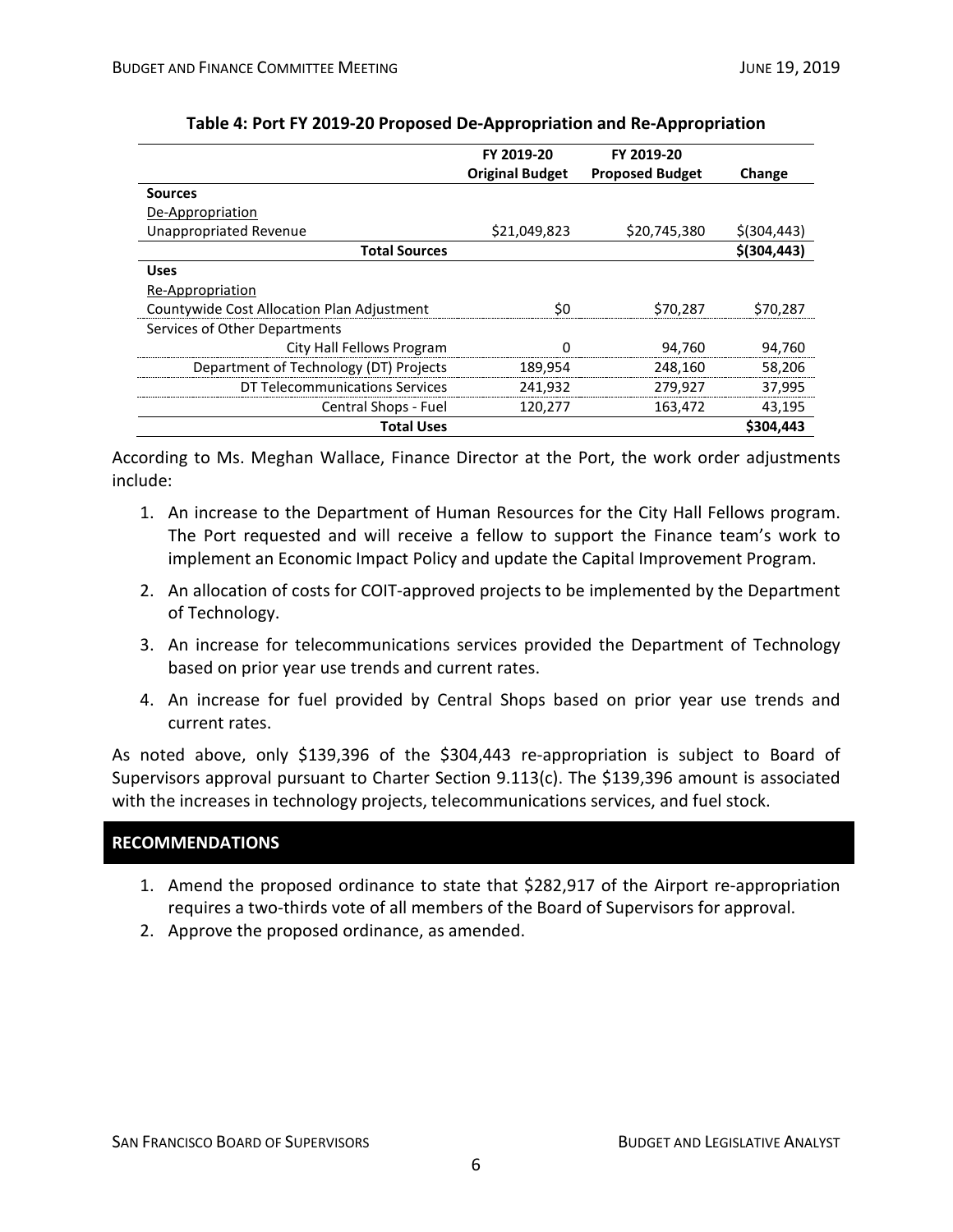**Table 4: Port FY 2019-20 Proposed De-Appropriation and Re-Appropriation**

| | FY 2019-20 Original Budget | FY 2019-20 Proposed Budget | Change |
|---|---|---|---|
| **Sources** | | | |
| De-Appropriation | | | |
| Unappropriated Revenue | $21,049,823 | $20,745,380 | $(304,443) |
| **Total Sources** | | | **$(304,443)** |
| **Uses** | | | |
| Re-Appropriation | | | |
| Countywide Cost Allocation Plan Adjustment | $0 | $70,287 | $70,287 |
| Services of Other Departments | | | |
| City Hall Fellows Program | 0 | 94,760 | 94,760 |
| Department of Technology (DT) Projects | 189,954 | 248,160 | 58,206 |
| DT Telecommunications Services | 241,932 | 279,927 | 37,995 |
| Central Shops - Fuel | 120,277 | 163,472 | 43,195 |
| **Total Uses** | | | **$304,443** |

According to Ms. Meghan Wallace, Finance Director at the Port, the work order adjustments include:

1. An increase to the Department of Human Resources for the City Hall Fellows program. The Port requested and will receive a fellow to support the Finance team's work to implement an Economic Impact Policy and update the Capital Improvement Program.
2. An allocation of costs for COIT-approved projects to be implemented by the Department of Technology.
3. An increase for telecommunications services provided the Department of Technology based on prior year use trends and current rates.
4. An increase for fuel provided by Central Shops based on prior year use trends and current rates.

As noted above, only $139,396 of the $304,443 re-appropriation is subject to Board of Supervisors approval pursuant to Charter Section 9.113(c). The $139,396 amount is associated with the increases in technology projects, telecommunications services, and fuel stock.

## RECOMMENDATIONS

1. Amend the proposed ordinance to state that $282,917 of the Airport re-appropriation requires a two-thirds vote of all members of the Board of Supervisors for approval.
2. Approve the proposed ordinance, as amended.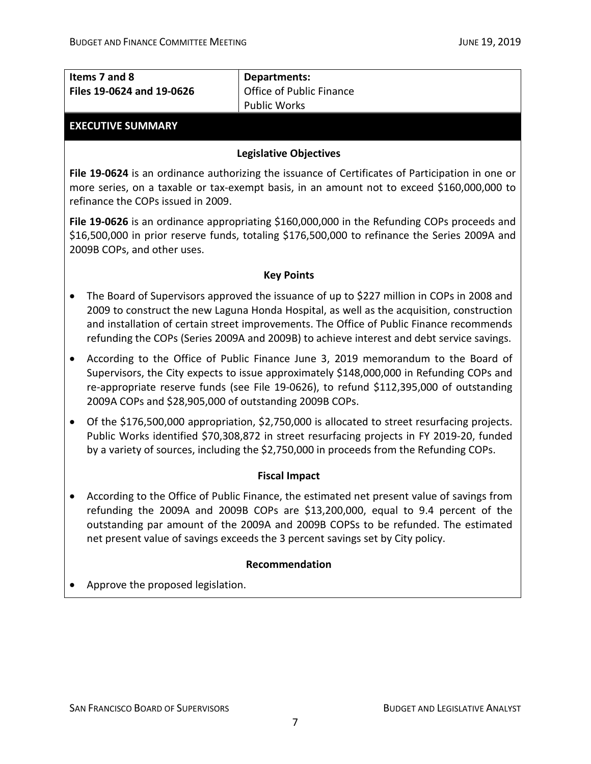| **Items 7 and 8** <br> **Files 19-0624 and 19-0626** | **Departments:** <br> Office of Public Finance <br> Public Works |
|---|---|

## EXECUTIVE SUMMARY

### Legislative Objectives

**File 19-0624** is an ordinance authorizing the issuance of Certificates of Participation in one or more series, on a taxable or tax-exempt basis, in an amount not to exceed $160,000,000 to refinance the COPs issued in 2009.

**File 19-0626** is an ordinance appropriating $160,000,000 in the Refunding COPs proceeds and $16,500,000 in prior reserve funds, totaling $176,500,000 to refinance the Series 2009A and 2009B COPs, and other uses.

### Key Points

- The Board of Supervisors approved the issuance of up to $227 million in COPs in 2008 and 2009 to construct the new Laguna Honda Hospital, as well as the acquisition, construction and installation of certain street improvements. The Office of Public Finance recommends refunding the COPs (Series 2009A and 2009B) to achieve interest and debt service savings.
- According to the Office of Public Finance June 3, 2019 memorandum to the Board of Supervisors, the City expects to issue approximately $148,000,000 in Refunding COPs and re-appropriate reserve funds (see File 19-0626), to refund $112,395,000 of outstanding 2009A COPs and $28,905,000 of outstanding 2009B COPs.
- Of the $176,500,000 appropriation, $2,750,000 is allocated to street resurfacing projects. Public Works identified $70,308,872 in street resurfacing projects in FY 2019-20, funded by a variety of sources, including the $2,750,000 in proceeds from the Refunding COPs.

### Fiscal Impact

- According to the Office of Public Finance, the estimated net present value of savings from refunding the 2009A and 2009B COPs are $13,200,000, equal to 9.4 percent of the outstanding par amount of the 2009A and 2009B COPSs to be refunded. The estimated net present value of savings exceeds the 3 percent savings set by City policy.

### Recommendation

- Approve the proposed legislation.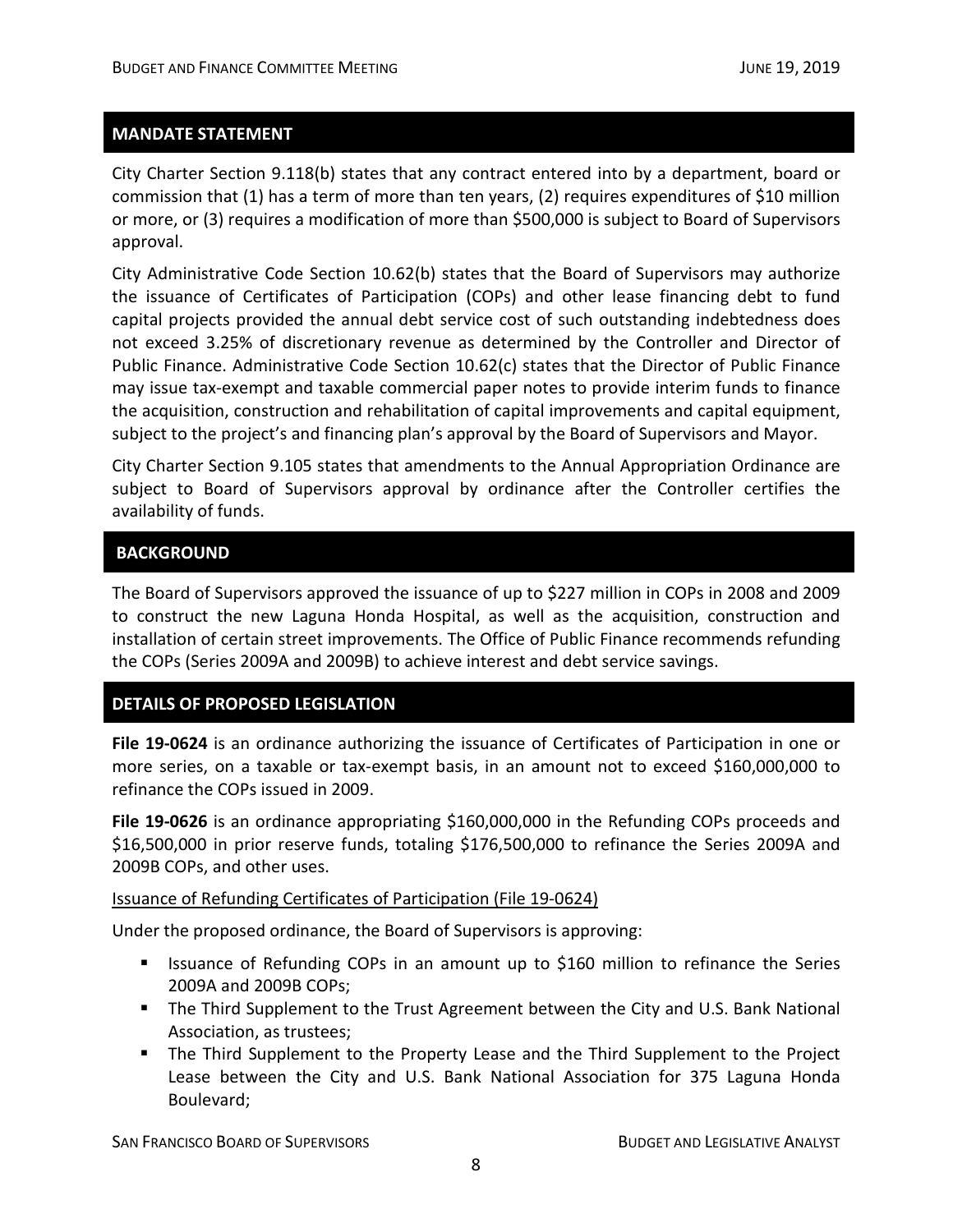## MANDATE STATEMENT

City Charter Section 9.118(b) states that any contract entered into by a department, board or commission that (1) has a term of more than ten years, (2) requires expenditures of $10 million or more, or (3) requires a modification of more than $500,000 is subject to Board of Supervisors approval.

City Administrative Code Section 10.62(b) states that the Board of Supervisors may authorize the issuance of Certificates of Participation (COPs) and other lease financing debt to fund capital projects provided the annual debt service cost of such outstanding indebtedness does not exceed 3.25% of discretionary revenue as determined by the Controller and Director of Public Finance. Administrative Code Section 10.62(c) states that the Director of Public Finance may issue tax-exempt and taxable commercial paper notes to provide interim funds to finance the acquisition, construction and rehabilitation of capital improvements and capital equipment, subject to the project's and financing plan's approval by the Board of Supervisors and Mayor.

City Charter Section 9.105 states that amendments to the Annual Appropriation Ordinance are subject to Board of Supervisors approval by ordinance after the Controller certifies the availability of funds.

## BACKGROUND

The Board of Supervisors approved the issuance of up to $227 million in COPs in 2008 and 2009 to construct the new Laguna Honda Hospital, as well as the acquisition, construction and installation of certain street improvements. The Office of Public Finance recommends refunding the COPs (Series 2009A and 2009B) to achieve interest and debt service savings.

## DETAILS OF PROPOSED LEGISLATION

**File 19-0624** is an ordinance authorizing the issuance of Certificates of Participation in one or more series, on a taxable or tax-exempt basis, in an amount not to exceed $160,000,000 to refinance the COPs issued in 2009.

**File 19-0626** is an ordinance appropriating $160,000,000 in the Refunding COPs proceeds and $16,500,000 in prior reserve funds, totaling $176,500,000 to refinance the Series 2009A and 2009B COPs, and other uses.

<u>Issuance of Refunding Certificates of Participation (File 19-0624)</u>

Under the proposed ordinance, the Board of Supervisors is approving:

- Issuance of Refunding COPs in an amount up to $160 million to refinance the Series 2009A and 2009B COPs;
- The Third Supplement to the Trust Agreement between the City and U.S. Bank National Association, as trustees;
- The Third Supplement to the Property Lease and the Third Supplement to the Project Lease between the City and U.S. Bank National Association for 375 Laguna Honda Boulevard;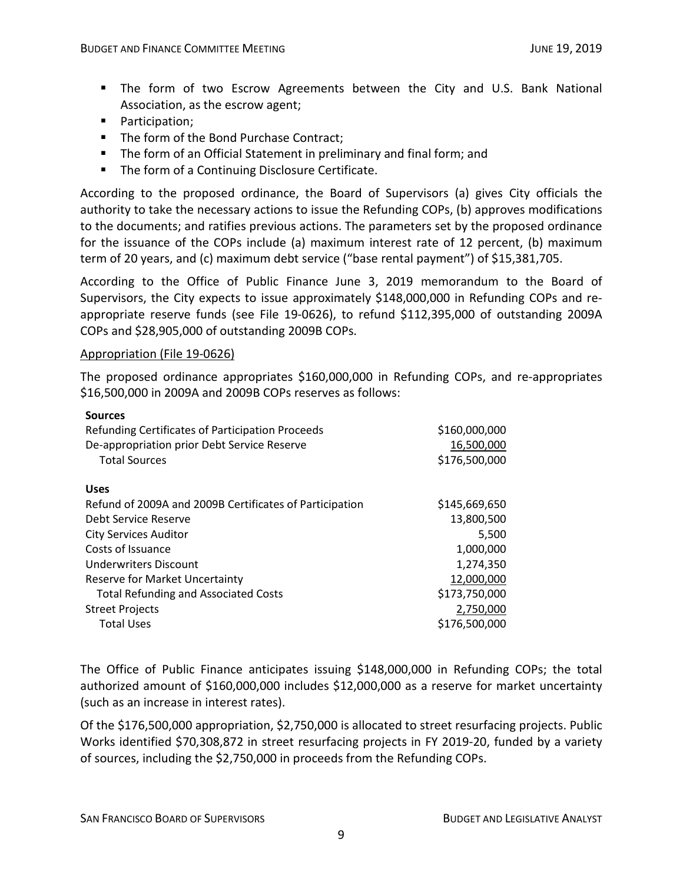- The form of two Escrow Agreements between the City and U.S. Bank National Association, as the escrow agent;
- Participation;
- The form of the Bond Purchase Contract;
- The form of an Official Statement in preliminary and final form; and
- The form of a Continuing Disclosure Certificate.

According to the proposed ordinance, the Board of Supervisors (a) gives City officials the authority to take the necessary actions to issue the Refunding COPs, (b) approves modifications to the documents; and ratifies previous actions. The parameters set by the proposed ordinance for the issuance of the COPs include (a) maximum interest rate of 12 percent, (b) maximum term of 20 years, and (c) maximum debt service ("base rental payment") of $15,381,705.

According to the Office of Public Finance June 3, 2019 memorandum to the Board of Supervisors, the City expects to issue approximately $148,000,000 in Refunding COPs and re-appropriate reserve funds (see File 19-0626), to refund $112,395,000 of outstanding 2009A COPs and $28,905,000 of outstanding 2009B COPs.

Appropriation (File 19-0626)

The proposed ordinance appropriates $160,000,000 in Refunding COPs, and re-appropriates $16,500,000 in 2009A and 2009B COPs reserves as follows:

| | |
|---|---|
| **Sources** | |
| Refunding Certificates of Participation Proceeds | $160,000,000 |
| De-appropriation prior Debt Service Reserve | 16,500,000 |
| Total Sources | $176,500,000 |
| | |
| **Uses** | |
| Refund of 2009A and 2009B Certificates of Participation | $145,669,650 |
| Debt Service Reserve | 13,800,500 |
| City Services Auditor | 5,500 |
| Costs of Issuance | 1,000,000 |
| Underwriters Discount | 1,274,350 |
| Reserve for Market Uncertainty | 12,000,000 |
| Total Refunding and Associated Costs | $173,750,000 |
| Street Projects | 2,750,000 |
| Total Uses | $176,500,000 |

The Office of Public Finance anticipates issuing $148,000,000 in Refunding COPs; the total authorized amount of $160,000,000 includes $12,000,000 as a reserve for market uncertainty (such as an increase in interest rates).

Of the $176,500,000 appropriation, $2,750,000 is allocated to street resurfacing projects. Public Works identified $70,308,872 in street resurfacing projects in FY 2019-20, funded by a variety of sources, including the $2,750,000 in proceeds from the Refunding COPs.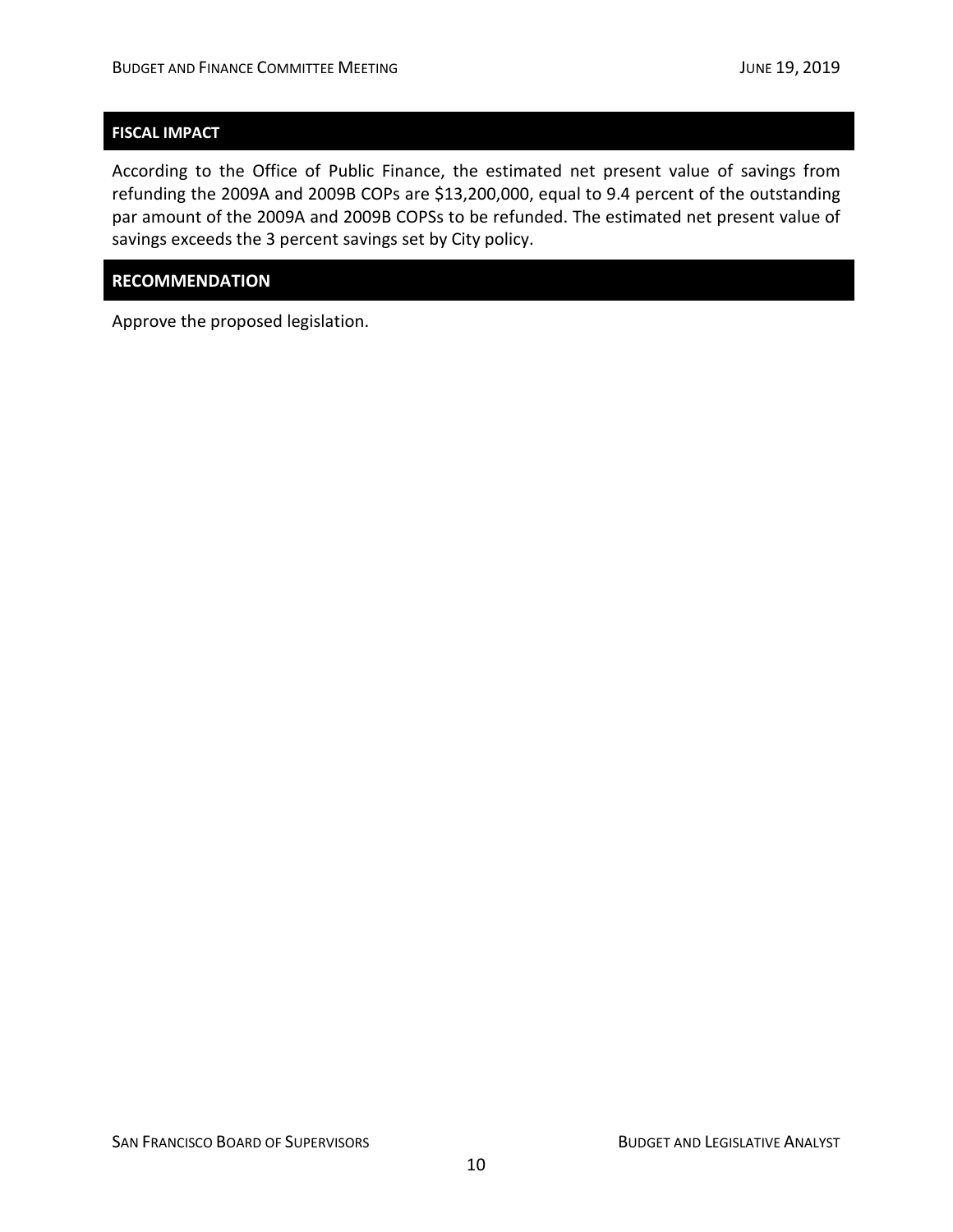## FISCAL IMPACT

According to the Office of Public Finance, the estimated net present value of savings from refunding the 2009A and 2009B COPs are $13,200,000, equal to 9.4 percent of the outstanding par amount of the 2009A and 2009B COPSs to be refunded. The estimated net present value of savings exceeds the 3 percent savings set by City policy.

## RECOMMENDATION

Approve the proposed legislation.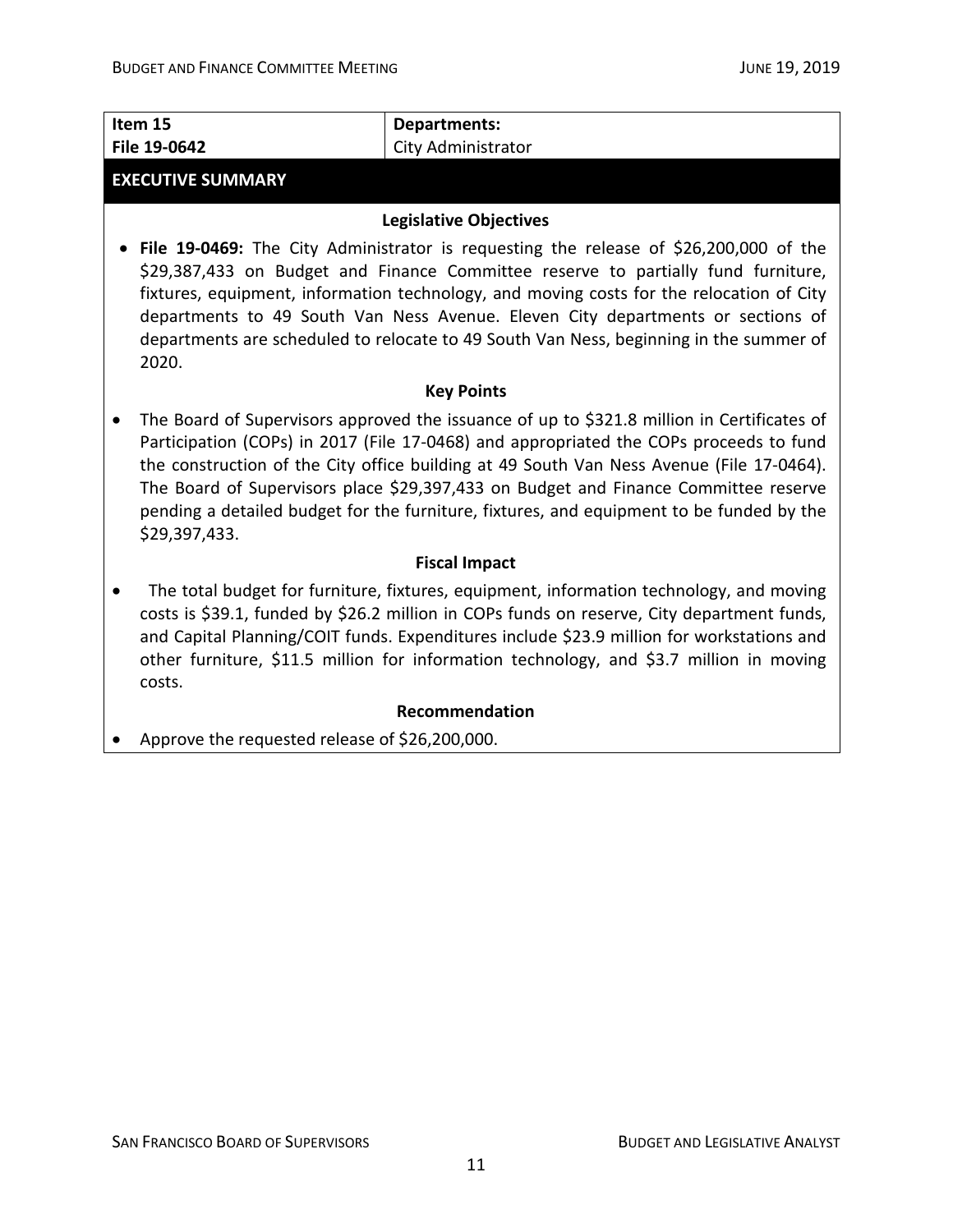| **Item 15** | **Departments:** |
|---|---|
| **File 19-0642** | City Administrator |

## EXECUTIVE SUMMARY

### Legislative Objectives

- **File 19-0469:** The City Administrator is requesting the release of $26,200,000 of the $29,387,433 on Budget and Finance Committee reserve to partially fund furniture, fixtures, equipment, information technology, and moving costs for the relocation of City departments to 49 South Van Ness Avenue. Eleven City departments or sections of departments are scheduled to relocate to 49 South Van Ness, beginning in the summer of 2020.

### Key Points

- The Board of Supervisors approved the issuance of up to $321.8 million in Certificates of Participation (COPs) in 2017 (File 17-0468) and appropriated the COPs proceeds to fund the construction of the City office building at 49 South Van Ness Avenue (File 17-0464). The Board of Supervisors place $29,397,433 on Budget and Finance Committee reserve pending a detailed budget for the furniture, fixtures, and equipment to be funded by the $29,397,433.

### Fiscal Impact

- The total budget for furniture, fixtures, equipment, information technology, and moving costs is $39.1, funded by $26.2 million in COPs funds on reserve, City department funds, and Capital Planning/COIT funds. Expenditures include $23.9 million for workstations and other furniture, $11.5 million for information technology, and $3.7 million in moving costs.

### Recommendation

- Approve the requested release of $26,200,000.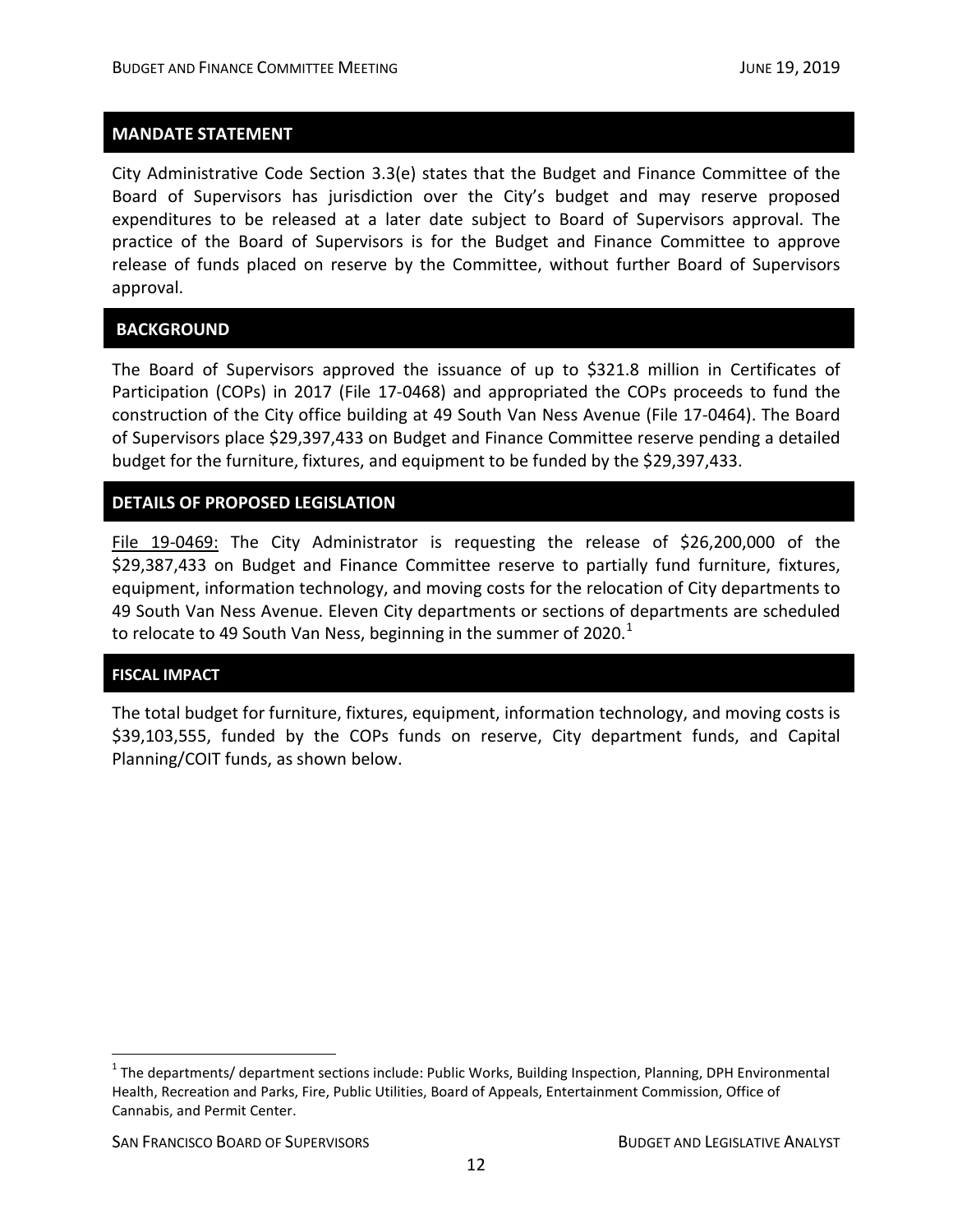## MANDATE STATEMENT

City Administrative Code Section 3.3(e) states that the Budget and Finance Committee of the Board of Supervisors has jurisdiction over the City's budget and may reserve proposed expenditures to be released at a later date subject to Board of Supervisors approval. The practice of the Board of Supervisors is for the Budget and Finance Committee to approve release of funds placed on reserve by the Committee, without further Board of Supervisors approval.

## BACKGROUND

The Board of Supervisors approved the issuance of up to $321.8 million in Certificates of Participation (COPs) in 2017 (File 17-0468) and appropriated the COPs proceeds to fund the construction of the City office building at 49 South Van Ness Avenue (File 17-0464). The Board of Supervisors place $29,397,433 on Budget and Finance Committee reserve pending a detailed budget for the furniture, fixtures, and equipment to be funded by the $29,397,433.

## DETAILS OF PROPOSED LEGISLATION

File 19-0469: The City Administrator is requesting the release of $26,200,000 of the $29,387,433 on Budget and Finance Committee reserve to partially fund furniture, fixtures, equipment, information technology, and moving costs for the relocation of City departments to 49 South Van Ness Avenue. Eleven City departments or sections of departments are scheduled to relocate to 49 South Van Ness, beginning in the summer of 2020.[1]

## FISCAL IMPACT

The total budget for furniture, fixtures, equipment, information technology, and moving costs is $39,103,555, funded by the COPs funds on reserve, City department funds, and Capital Planning/COIT funds, as shown below.

[1] The departments/ department sections include: Public Works, Building Inspection, Planning, DPH Environmental Health, Recreation and Parks, Fire, Public Utilities, Board of Appeals, Entertainment Commission, Office of Cannabis, and Permit Center.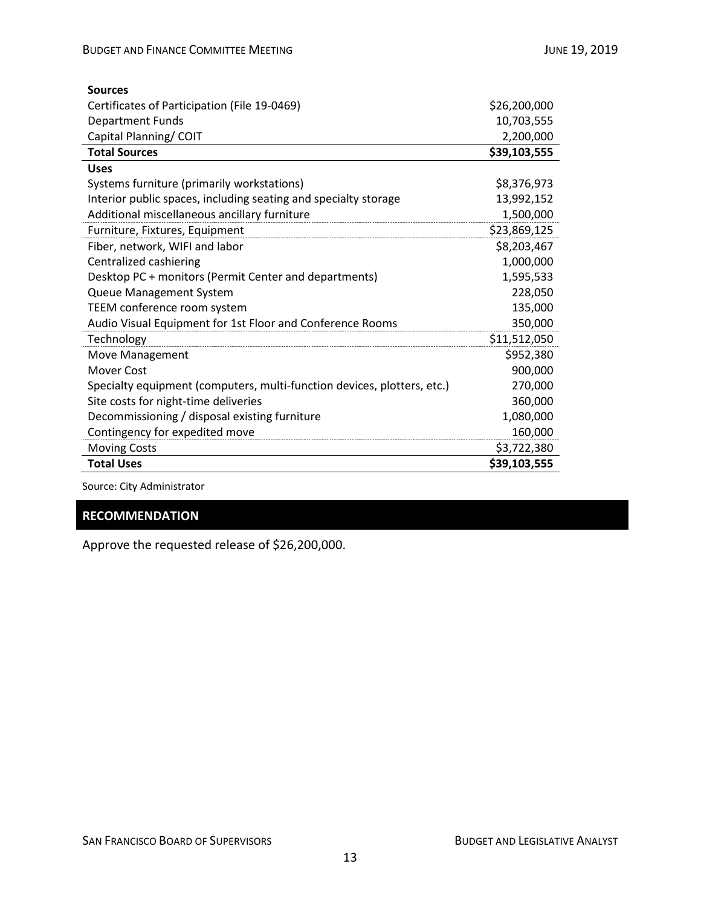| | |
|---|---|
| **Sources** | |
| Certificates of Participation (File 19-0469) | $26,200,000 |
| Department Funds | 10,703,555 |
| Capital Planning/ COIT | 2,200,000 |
| **Total Sources** | **$39,103,555** |
| **Uses** | |
| Systems furniture (primarily workstations) | $8,376,973 |
| Interior public spaces, including seating and specialty storage | 13,992,152 |
| Additional miscellaneous ancillary furniture | 1,500,000 |
| Furniture, Fixtures, Equipment | $23,869,125 |
| Fiber, network, WIFI and labor | $8,203,467 |
| Centralized cashiering | 1,000,000 |
| Desktop PC + monitors (Permit Center and departments) | 1,595,533 |
| Queue Management System | 228,050 |
| TEEM conference room system | 135,000 |
| Audio Visual Equipment for 1st Floor and Conference Rooms | 350,000 |
| Technology | $11,512,050 |
| Move Management | $952,380 |
| Mover Cost | 900,000 |
| Specialty equipment (computers, multi-function devices, plotters, etc.) | 270,000 |
| Site costs for night-time deliveries | 360,000 |
| Decommissioning / disposal existing furniture | 1,080,000 |
| Contingency for expedited move | 160,000 |
| Moving Costs | $3,722,380 |
| **Total Uses** | **$39,103,555** |

Source: City Administrator

## RECOMMENDATION

Approve the requested release of $26,200,000.